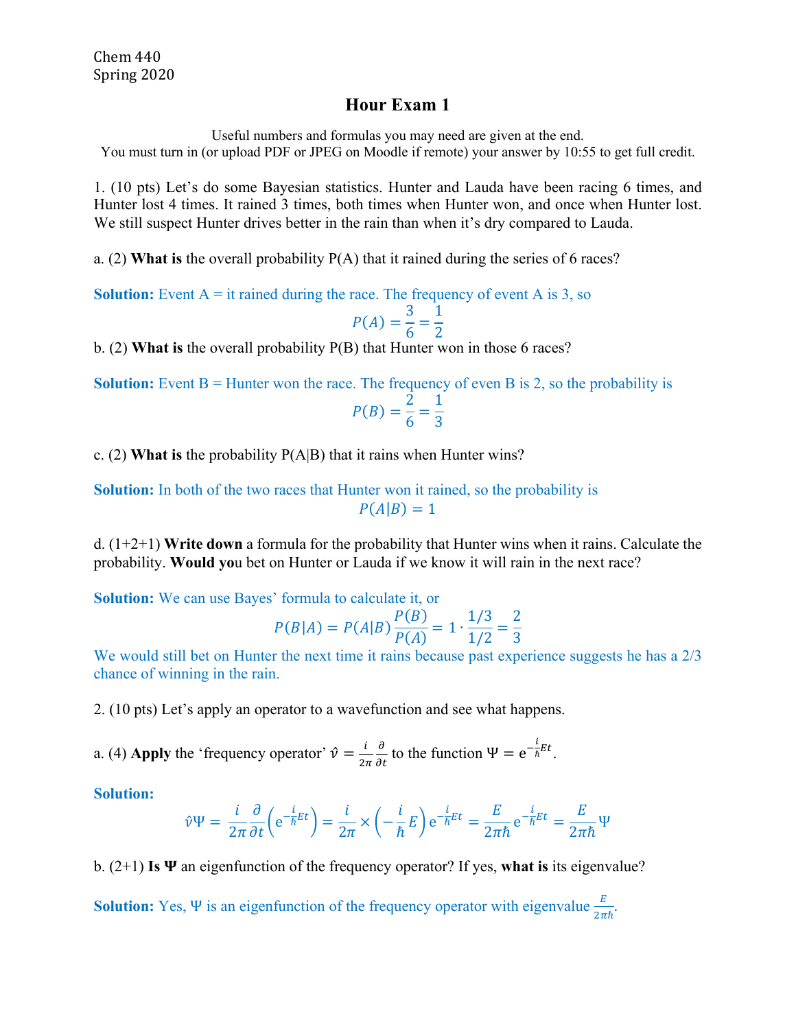Chem 440
Spring 2020

# Hour Exam 1

Useful numbers and formulas you may need are given at the end.
You must turn in (or upload PDF or JPEG on Moodle if remote) your answer by 10:55 to get full credit.

1. (10 pts) Let's do some Bayesian statistics. Hunter and Lauda have been racing 6 times, and Hunter lost 4 times. It rained 3 times, both times when Hunter won, and once when Hunter lost. We still suspect Hunter drives better in the rain than when it's dry compared to Lauda.

a. (2) **What is** the overall probability P(A) that it rained during the series of 6 races?

**Solution:** Event A = it rained during the race. The frequency of event A is 3, so

$$P(A) = \frac{3}{6} = \frac{1}{2}$$

b. (2) **What is** the overall probability P(B) that Hunter won in those 6 races?

**Solution:** Event B = Hunter won the race. The frequency of even B is 2, so the probability is

$$P(B) = \frac{2}{6} = \frac{1}{3}$$

c. (2) **What is** the probability P(A|B) that it rains when Hunter wins?

**Solution:** In both of the two races that Hunter won it rained, so the probability is

$$P(A|B) = 1$$

d. (1+2+1) **Write down** a formula for the probability that Hunter wins when it rains. Calculate the probability. **Would yo**u bet on Hunter or Lauda if we know it will rain in the next race?

**Solution:** We can use Bayes' formula to calculate it, or

$$P(B|A) = P(A|B)\frac{P(B)}{P(A)} = 1 \cdot \frac{1/3}{1/2} = \frac{2}{3}$$

We would still bet on Hunter the next time it rains because past experience suggests he has a 2/3 chance of winning in the rain.

2. (10 pts) Let's apply an operator to a wavefunction and see what happens.

a. (4) **Apply** the 'frequency operator' $\hat{\nu} = \frac{i}{2\pi}\frac{\partial}{\partial t}$ to the function $\Psi = \mathrm{e}^{-\frac{i}{\hbar}Et}$.

**Solution:**

$$\hat{\nu}\Psi = \frac{i}{2\pi}\frac{\partial}{\partial t}\left(\mathrm{e}^{-\frac{i}{\hbar}Et}\right) = \frac{i}{2\pi} \times \left(-\frac{i}{\hbar}E\right)\mathrm{e}^{-\frac{i}{\hbar}Et} = \frac{E}{2\pi\hbar}\mathrm{e}^{-\frac{i}{\hbar}Et} = \frac{E}{2\pi\hbar}\Psi$$

b. (2+1) **Is Ψ** an eigenfunction of the frequency operator? If yes, **what is** its eigenvalue?

**Solution:** Yes, $\Psi$ is an eigenfunction of the frequency operator with eigenvalue $\frac{E}{2\pi\hbar}$.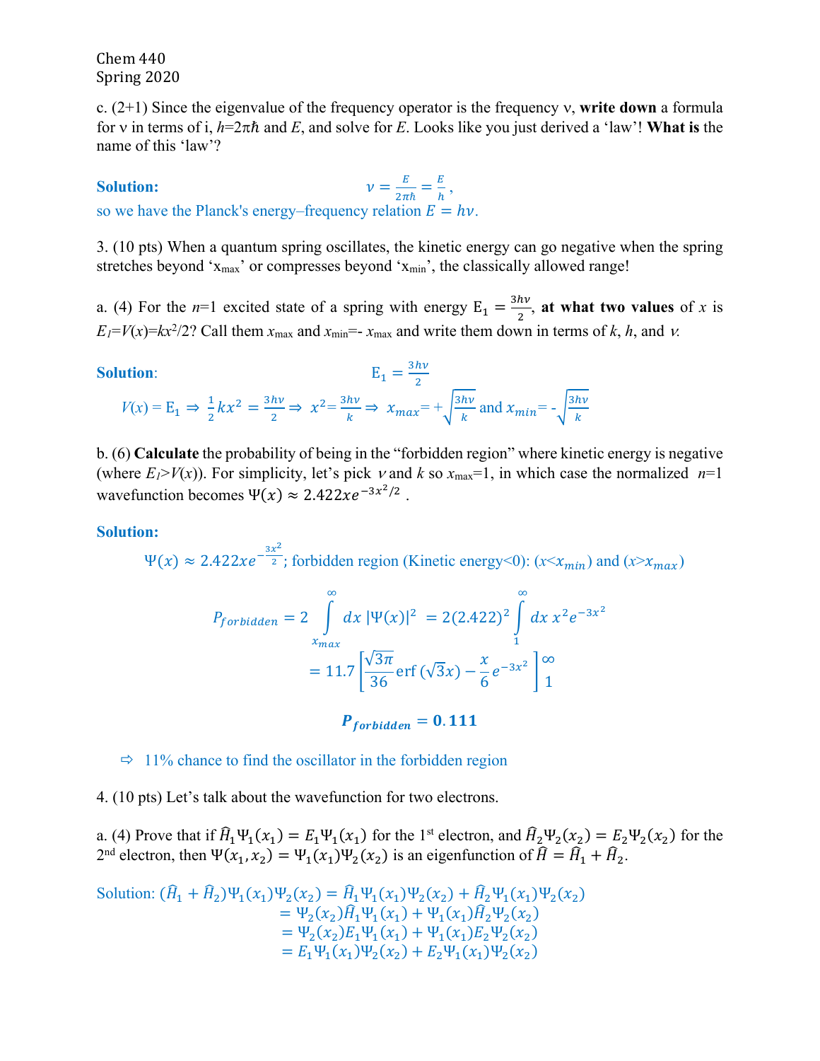Chem 440
Spring 2020

c. (2+1) Since the eigenvalue of the frequency operator is the frequency ν, **write down** a formula for ν in terms of i, $h=2\pi\hbar$ and $E$, and solve for $E$. Looks like you just derived a 'law'! **What is** the name of this 'law'?

**Solution:**

$$\nu = \frac{E}{2\pi\hbar} = \frac{E}{h},$$

so we have the Planck's energy–frequency relation $E = h\nu$.

3. (10 pts) When a quantum spring oscillates, the kinetic energy can go negative when the spring stretches beyond '$x_{max}$' or compresses beyond '$x_{min}$', the classically allowed range!

a. (4) For the $n$=1 excited state of a spring with energy $E_1 = \frac{3h\nu}{2}$, **at what two values** of $x$ is $E_1=V(x)=kx^2/2$? Call them $x_{max}$ and $x_{min}$=- $x_{max}$ and write them down in terms of $k$, $h$, and $\nu$.

**Solution**:

$$E_1 = \frac{3h\nu}{2}$$

$$V(x) = E_1 \Rightarrow \frac{1}{2}kx^2 = \frac{3h\nu}{2} \Rightarrow x^2 = \frac{3h\nu}{k} \Rightarrow x_{max} = +\sqrt{\frac{3h\nu}{k}} \text{ and } x_{min} = -\sqrt{\frac{3h\nu}{k}}$$

b. (6) **Calculate** the probability of being in the "forbidden region" where kinetic energy is negative (where $E_1>V(x)$). For simplicity, let's pick $\nu$ and $k$ so $x_{max}$=1, in which case the normalized $n$=1 wavefunction becomes $\Psi(x) \approx 2.422xe^{-3x^2/2}$ .

**Solution:**

$\Psi(x) \approx 2.422xe^{-\frac{3x^2}{2}}$; forbidden region (Kinetic energy<0): ($x<x_{min}$) and ($x>x_{max}$)

$$P_{forbidden} = 2\int_{x_{max}}^{\infty} dx\,|\Psi(x)|^2 = 2(2.422)^2\int_{1}^{\infty} dx\,x^2e^{-3x^2}$$

$$= 11.7\left[\frac{\sqrt{3\pi}}{36}\text{erf}\left(\sqrt{3}x\right) - \frac{x}{6}e^{-3x^2}\right]_1^{\infty}$$

$$\boldsymbol{P_{forbidden} = 0.111}$$

⇨ 11% chance to find the oscillator in the forbidden region

4. (10 pts) Let's talk about the wavefunction for two electrons.

a. (4) Prove that if $\hat{H}_1\Psi_1(x_1) = E_1\Psi_1(x_1)$ for the 1st electron, and $\hat{H}_2\Psi_2(x_2) = E_2\Psi_2(x_2)$ for the 2nd electron, then $\Psi(x_1, x_2) = \Psi_1(x_1)\Psi_2(x_2)$ is an eigenfunction of $\hat{H} = \hat{H}_1 + \hat{H}_2$.

Solution:

$$\begin{aligned}
(\hat{H}_1 + \hat{H}_2)\Psi_1(x_1)\Psi_2(x_2) &= \hat{H}_1\Psi_1(x_1)\Psi_2(x_2) + \hat{H}_2\Psi_1(x_1)\Psi_2(x_2) \\
&= \Psi_2(x_2)\hat{H}_1\Psi_1(x_1) + \Psi_1(x_1)\hat{H}_2\Psi_2(x_2) \\
&= \Psi_2(x_2)E_1\Psi_1(x_1) + \Psi_1(x_1)E_2\Psi_2(x_2) \\
&= E_1\Psi_1(x_1)\Psi_2(x_2) + E_2\Psi_1(x_1)\Psi_2(x_2)
\end{aligned}$$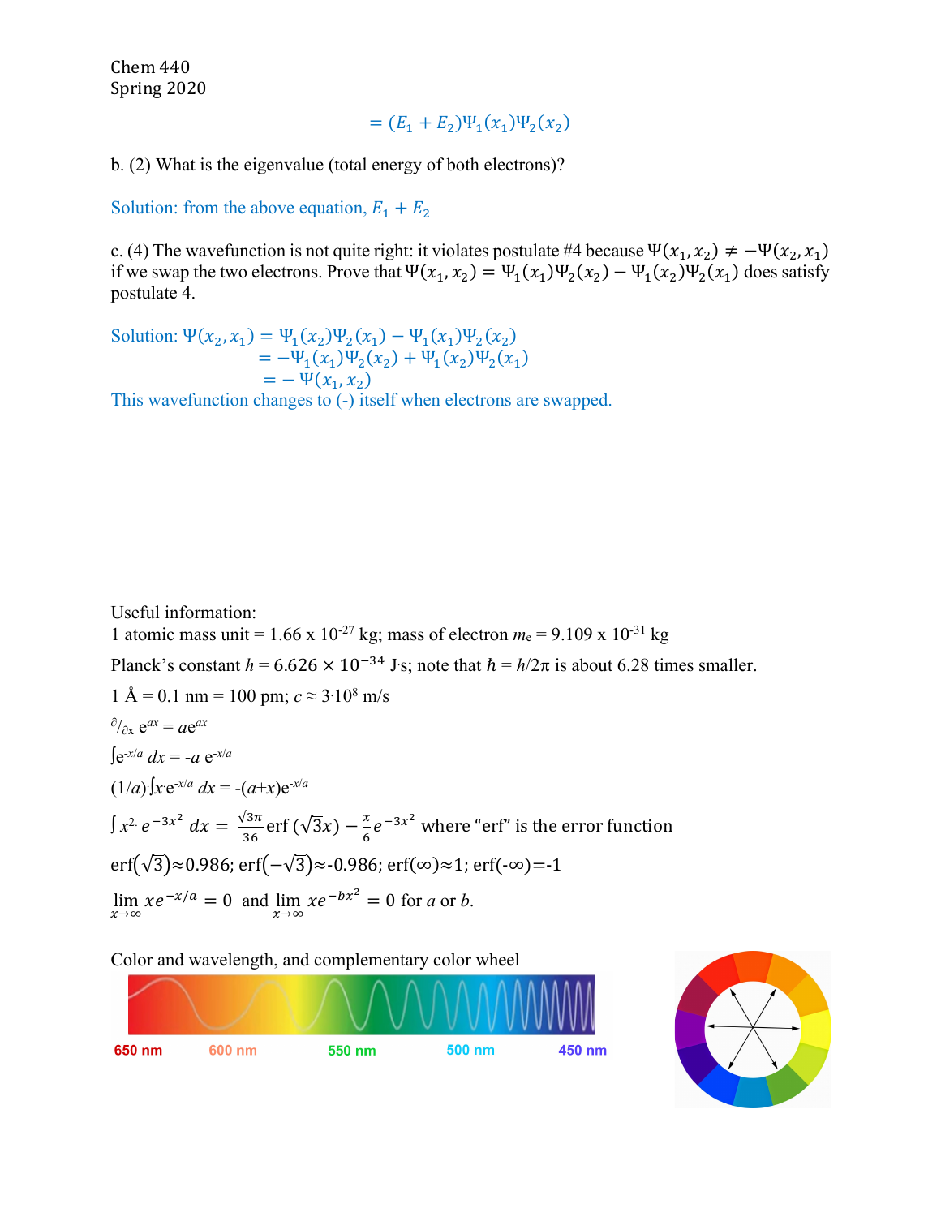$$= (E_1 + E_2)\Psi_1(x_1)\Psi_2(x_2)$$

b. (2) What is the eigenvalue (total energy of both electrons)?

Solution: from the above equation, $E_1 + E_2$

c. (4) The wavefunction is not quite right: it violates postulate #4 because $\Psi(x_1, x_2) \neq -\Psi(x_2, x_1)$ if we swap the two electrons. Prove that $\Psi(x_1, x_2) = \Psi_1(x_1)\Psi_2(x_2) - \Psi_1(x_2)\Psi_2(x_1)$ does satisfy postulate 4.

Solution: 
$$\begin{aligned}\Psi(x_2, x_1) &= \Psi_1(x_2)\Psi_2(x_1) - \Psi_1(x_1)\Psi_2(x_2) \\ &= -\Psi_1(x_1)\Psi_2(x_2) + \Psi_1(x_2)\Psi_2(x_1) \\ &= -\Psi(x_1, x_2)\end{aligned}$$

This wavefunction changes to (-) itself when electrons are swapped.

Useful information:

1 atomic mass unit = $1.66 \times 10^{-27}$ kg; mass of electron $m_e = 9.109 \times 10^{-31}$ kg

Planck's constant $h = 6.626 \times 10^{-34}$ J·s; note that $\hbar = h/2\pi$ is about 6.28 times smaller.

1 Å = 0.1 nm = 100 pm; $c \approx 3 \cdot 10^8$ m/s

$\partial/\partial x \; e^{ax} = a e^{ax}$

$\int e^{-x/a} \, dx = -a \, e^{-x/a}$

$(1/a) \cdot \int x \cdot e^{-x/a} \, dx = -(a+x) e^{-x/a}$

$\int x^2 \cdot e^{-3x^2} \, dx = \frac{\sqrt{3\pi}}{36} \text{erf}(\sqrt{3}x) - \frac{x}{6} e^{-3x^2}$ where "erf" is the error function

$\text{erf}(\sqrt{3}) \approx 0.986$; $\text{erf}(-\sqrt{3}) \approx -0.986$; $\text{erf}(\infty) \approx 1$; $\text{erf}(-\infty) = -1$

$\lim_{x\to\infty} x e^{-x/a} = 0$ and $\lim_{x\to\infty} x e^{-bx^2} = 0$ for $a$ or $b$.

Color and wavelength, and complementary color wheel

650 nm

600 nm

550 nm

500 nm

450 nm